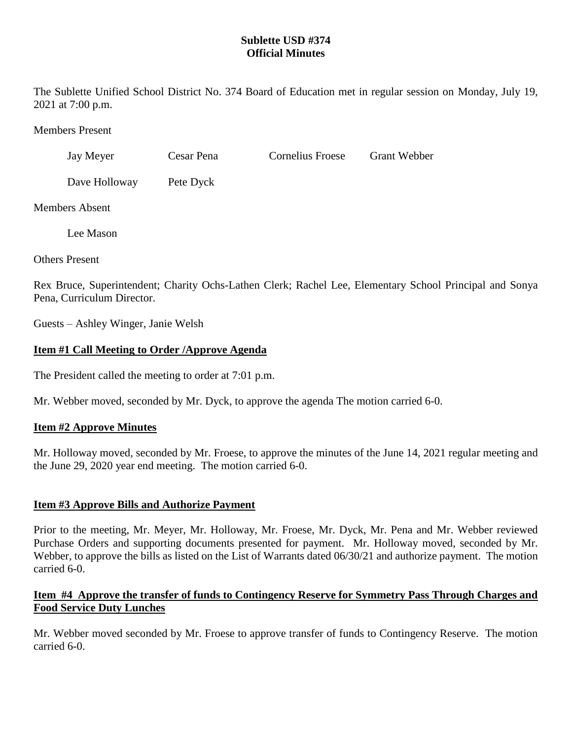# Sublette USD #374
## Official Minutes

The Sublette Unified School District No. 374 Board of Education met in regular session on Monday, July 19, 2021 at 7:00 p.m.

Members Present

Jay Meyer  Cesar Pena  Cornelius Froese  Grant Webber

Dave Holloway  Pete Dyck

Members Absent

Lee Mason

Others Present

Rex Bruce, Superintendent; Charity Ochs-Lathen Clerk; Rachel Lee, Elementary School Principal and Sonya Pena, Curriculum Director.

Guests – Ashley Winger, Janie Welsh

**Item #1 Call Meeting to Order /Approve Agenda**

The President called the meeting to order at 7:01 p.m.

Mr. Webber moved, seconded by Mr. Dyck, to approve the agenda The motion carried 6-0.

**Item #2 Approve Minutes**

Mr. Holloway moved, seconded by Mr. Froese, to approve the minutes of the June 14, 2021 regular meeting and the June 29, 2020 year end meeting. The motion carried 6-0.

**Item #3 Approve Bills and Authorize Payment**

Prior to the meeting, Mr. Meyer, Mr. Holloway, Mr. Froese, Mr. Dyck, Mr. Pena and Mr. Webber reviewed Purchase Orders and supporting documents presented for payment. Mr. Holloway moved, seconded by Mr. Webber, to approve the bills as listed on the List of Warrants dated 06/30/21 and authorize payment. The motion carried 6-0.

**Item #4 Approve the transfer of funds to Contingency Reserve for Symmetry Pass Through Charges and Food Service Duty Lunches**

Mr. Webber moved seconded by Mr. Froese to approve transfer of funds to Contingency Reserve. The motion carried 6-0.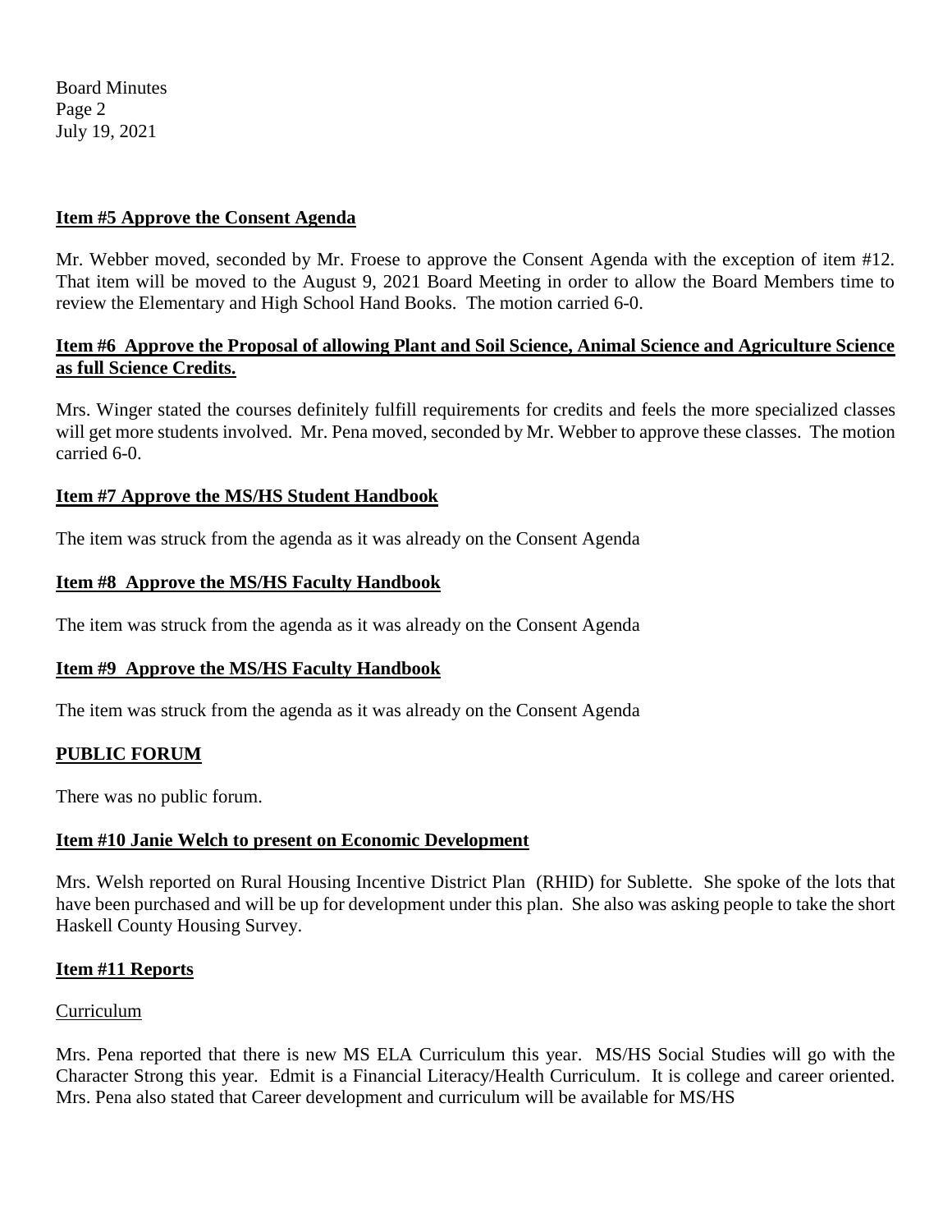### Item #5 Approve the Consent Agenda

Mr. Webber moved, seconded by Mr. Froese to approve the Consent Agenda with the exception of item #12. That item will be moved to the August 9, 2021 Board Meeting in order to allow the Board Members time to review the Elementary and High School Hand Books. The motion carried 6-0.

### Item #6 Approve the Proposal of allowing Plant and Soil Science, Animal Science and Agriculture Science as full Science Credits.

Mrs. Winger stated the courses definitely fulfill requirements for credits and feels the more specialized classes will get more students involved. Mr. Pena moved, seconded by Mr. Webber to approve these classes. The motion carried 6-0.

### Item #7 Approve the MS/HS Student Handbook

The item was struck from the agenda as it was already on the Consent Agenda

### Item #8 Approve the MS/HS Faculty Handbook

The item was struck from the agenda as it was already on the Consent Agenda

### Item #9 Approve the MS/HS Faculty Handbook

The item was struck from the agenda as it was already on the Consent Agenda

### PUBLIC FORUM

There was no public forum.

### Item #10 Janie Welch to present on Economic Development

Mrs. Welsh reported on Rural Housing Incentive District Plan (RHID) for Sublette. She spoke of the lots that have been purchased and will be up for development under this plan. She also was asking people to take the short Haskell County Housing Survey.

### Item #11 Reports

Curriculum

Mrs. Pena reported that there is new MS ELA Curriculum this year. MS/HS Social Studies will go with the Character Strong this year. Edmit is a Financial Literacy/Health Curriculum. It is college and career oriented. Mrs. Pena also stated that Career development and curriculum will be available for MS/HS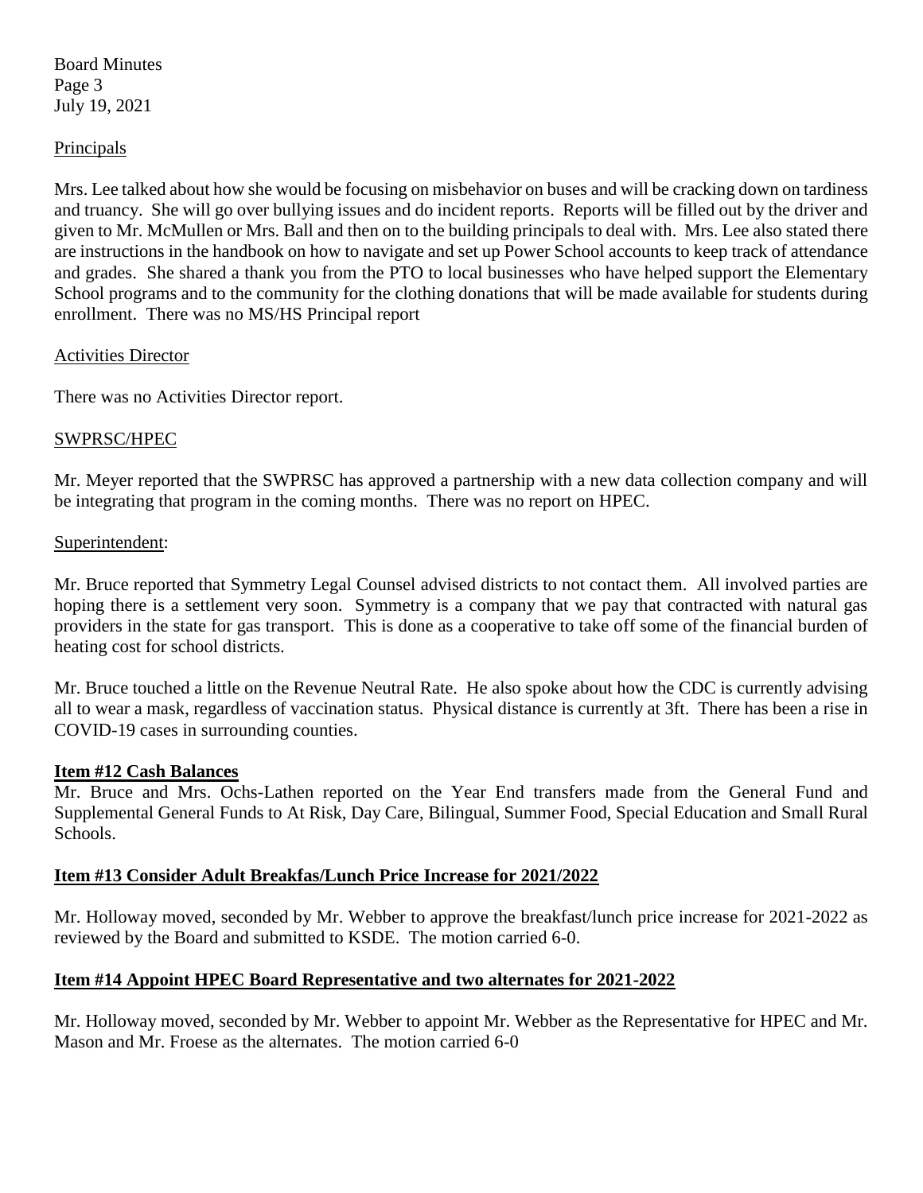## Principals

Mrs. Lee talked about how she would be focusing on misbehavior on buses and will be cracking down on tardiness and truancy. She will go over bullying issues and do incident reports. Reports will be filled out by the driver and given to Mr. McMullen or Mrs. Ball and then on to the building principals to deal with. Mrs. Lee also stated there are instructions in the handbook on how to navigate and set up Power School accounts to keep track of attendance and grades. She shared a thank you from the PTO to local businesses who have helped support the Elementary School programs and to the community for the clothing donations that will be made available for students during enrollment. There was no MS/HS Principal report

## Activities Director

There was no Activities Director report.

## SWPRSC/HPEC

Mr. Meyer reported that the SWPRSC has approved a partnership with a new data collection company and will be integrating that program in the coming months. There was no report on HPEC.

## Superintendent:

Mr. Bruce reported that Symmetry Legal Counsel advised districts to not contact them. All involved parties are hoping there is a settlement very soon. Symmetry is a company that we pay that contracted with natural gas providers in the state for gas transport. This is done as a cooperative to take off some of the financial burden of heating cost for school districts.

Mr. Bruce touched a little on the Revenue Neutral Rate. He also spoke about how the CDC is currently advising all to wear a mask, regardless of vaccination status. Physical distance is currently at 3ft. There has been a rise in COVID-19 cases in surrounding counties.

### Item #12 Cash Balances

Mr. Bruce and Mrs. Ochs-Lathen reported on the Year End transfers made from the General Fund and Supplemental General Funds to At Risk, Day Care, Bilingual, Summer Food, Special Education and Small Rural Schools.

### Item #13 Consider Adult Breakfas/Lunch Price Increase for 2021/2022

Mr. Holloway moved, seconded by Mr. Webber to approve the breakfast/lunch price increase for 2021-2022 as reviewed by the Board and submitted to KSDE. The motion carried 6-0.

### Item #14 Appoint HPEC Board Representative and two alternates for 2021-2022

Mr. Holloway moved, seconded by Mr. Webber to appoint Mr. Webber as the Representative for HPEC and Mr. Mason and Mr. Froese as the alternates. The motion carried 6-0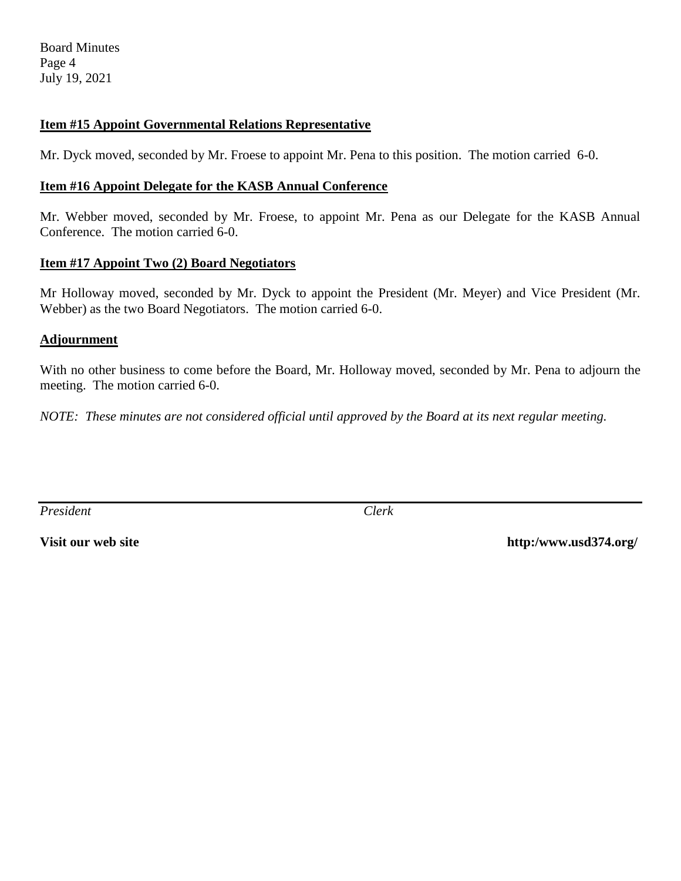**Item #15 Appoint Governmental Relations Representative**

Mr. Dyck moved, seconded by Mr. Froese to appoint Mr. Pena to this position. The motion carried 6-0.

**Item #16 Appoint Delegate for the KASB Annual Conference**

Mr. Webber moved, seconded by Mr. Froese, to appoint Mr. Pena as our Delegate for the KASB Annual Conference. The motion carried 6-0.

**Item #17 Appoint Two (2) Board Negotiators**

Mr Holloway moved, seconded by Mr. Dyck to appoint the President (Mr. Meyer) and Vice President (Mr. Webber) as the two Board Negotiators. The motion carried 6-0.

**Adjournment**

With no other business to come before the Board, Mr. Holloway moved, seconded by Mr. Pena to adjourn the meeting. The motion carried 6-0.

*NOTE: These minutes are not considered official until approved by the Board at its next regular meeting.*

*President* *Clerk*

**Visit our web site** **http:/www.usd374.org/**